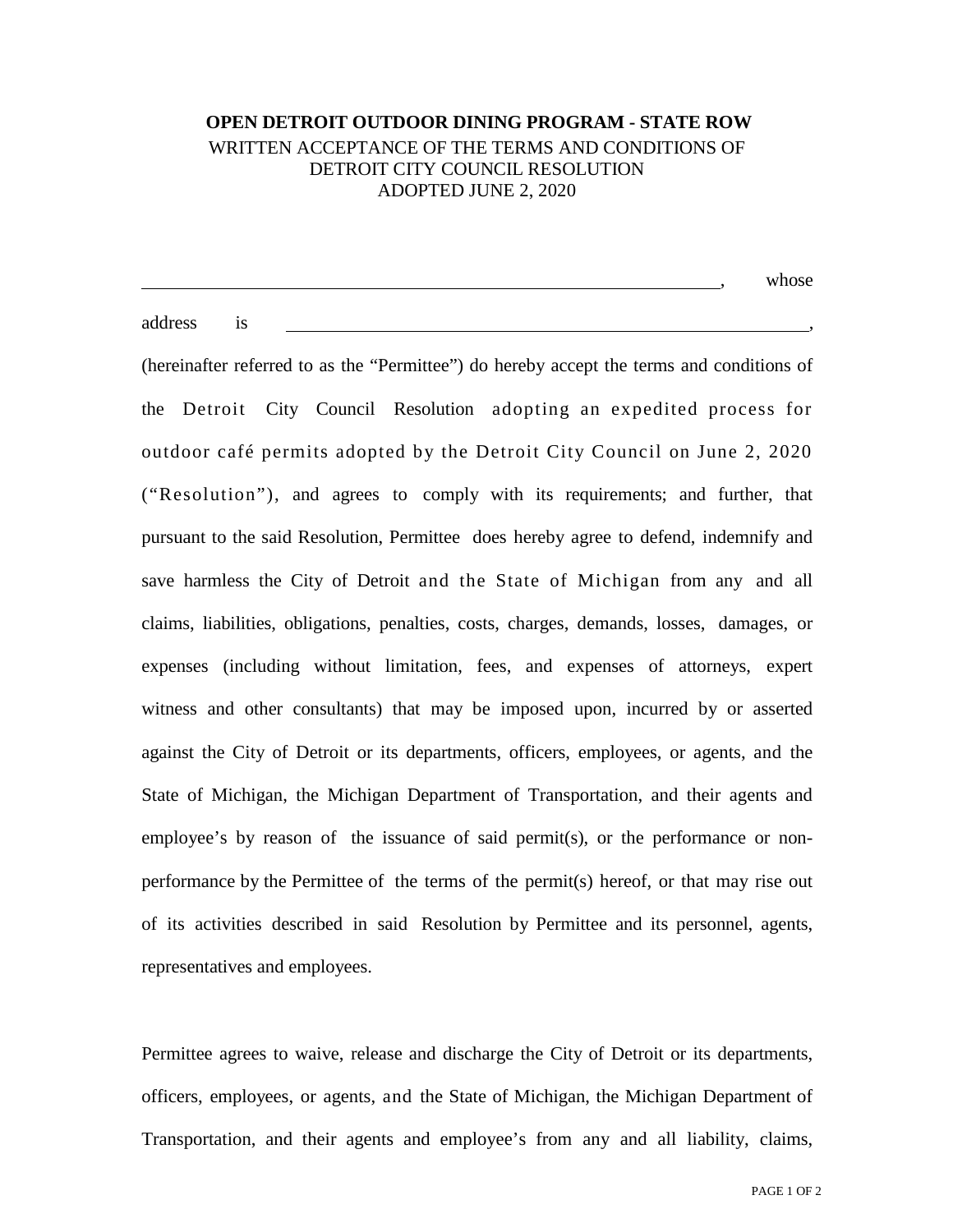**OPEN DETROIT OUTDOOR DINING PROGRAM - STATE ROW**

WRITTEN ACCEPTANCE OF THE TERMS AND CONDITIONS OF DETROIT CITY COUNCIL RESOLUTION ADOPTED JUNE 2, 2020

________________________________________, whose address is ________________________________________, (hereinafter referred to as the "Permittee") do hereby accept the terms and conditions of the Detroit City Council Resolution adopting an expedited process for outdoor café permits adopted by the Detroit City Council on June 2, 2020 ("Resolution"), and agrees to comply with its requirements; and further, that pursuant to the said Resolution, Permittee does hereby agree to defend, indemnify and save harmless the City of Detroit and the State of Michigan from any and all claims, liabilities, obligations, penalties, costs, charges, demands, losses, damages, or expenses (including without limitation, fees, and expenses of attorneys, expert witness and other consultants) that may be imposed upon, incurred by or asserted against the City of Detroit or its departments, officers, employees, or agents, and the State of Michigan, the Michigan Department of Transportation, and their agents and employee's by reason of the issuance of said permit(s), or the performance or non-performance by the Permittee of the terms of the permit(s) hereof, or that may rise out of its activities described in said Resolution by Permittee and its personnel, agents, representatives and employees.

Permittee agrees to waive, release and discharge the City of Detroit or its departments, officers, employees, or agents, and the State of Michigan, the Michigan Department of Transportation, and their agents and employee's from any and all liability, claims,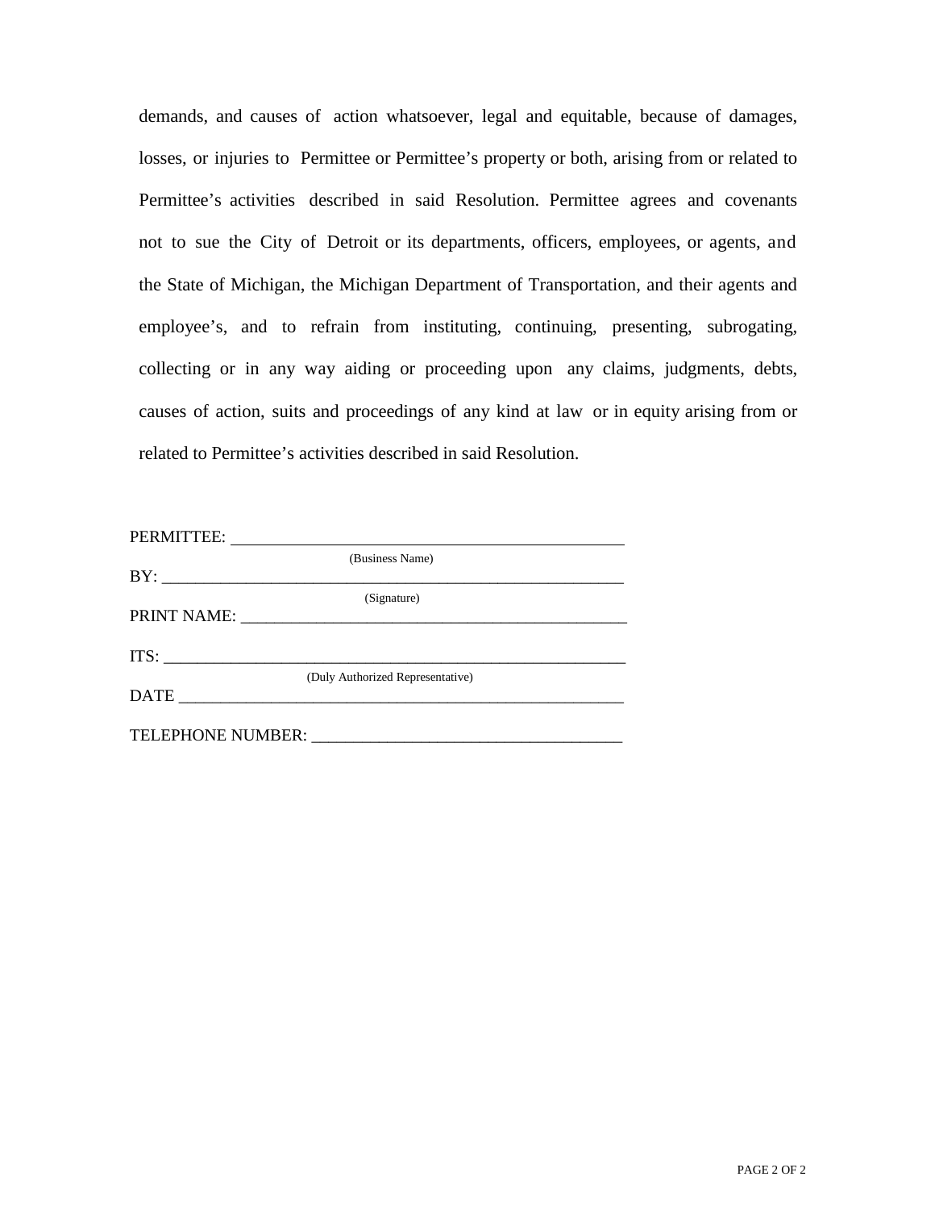demands, and causes of action whatsoever, legal and equitable, because of damages, losses, or injuries to Permittee or Permittee's property or both, arising from or related to Permittee's activities described in said Resolution. Permittee agrees and covenants not to sue the City of Detroit or its departments, officers, employees, or agents, and the State of Michigan, the Michigan Department of Transportation, and their agents and employee's, and to refrain from instituting, continuing, presenting, subrogating, collecting or in any way aiding or proceeding upon any claims, judgments, debts, causes of action, suits and proceedings of any kind at law or in equity arising from or related to Permittee's activities described in said Resolution.

PERMITTEE: ______________________________________________
(Business Name)

BY: ______________________________________________________
(Signature)

PRINT NAME: _____________________________________________

ITS: _____________________________________________________
(Duly Authorized Representative)

DATE _____________________________________________________

TELEPHONE NUMBER: ____________________________________